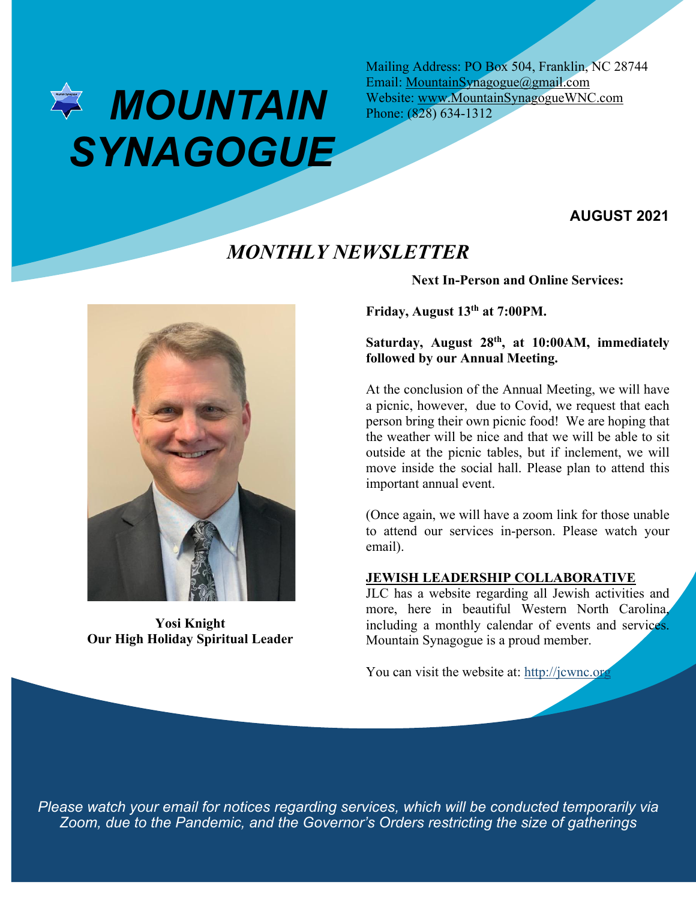# MOUNTAIN SYNAGOGUE

Mailing Address: PO Box 504, Franklin, NC 28744
Email: MountainSynagogue@gmail.com
Website: www.MountainSynagogueWNC.com
Phone: (828) 634-1312

**AUGUST 2021**

## *MONTHLY NEWSLETTER*

**Yosi Knight**
**Our High Holiday Spiritual Leader**

**Next In-Person and Online Services:**

**Friday, August 13th at 7:00PM.**

**Saturday, August 28th, at 10:00AM, immediately followed by our Annual Meeting.**

At the conclusion of the Annual Meeting, we will have a picnic, however, due to Covid, we request that each person bring their own picnic food! We are hoping that the weather will be nice and that we will be able to sit outside at the picnic tables, but if inclement, we will move inside the social hall. Please plan to attend this important annual event.

(Once again, we will have a zoom link for those unable to attend our services in-person. Please watch your email).

### JEWISH LEADERSHIP COLLABORATIVE

JLC has a website regarding all Jewish activities and more, here in beautiful Western North Carolina, including a monthly calendar of events and services. Mountain Synagogue is a proud member.

You can visit the website at: http://jcwnc.org

*Please watch your email for notices regarding services, which will be conducted temporarily via Zoom, due to the Pandemic, and the Governor's Orders restricting the size of gatherings*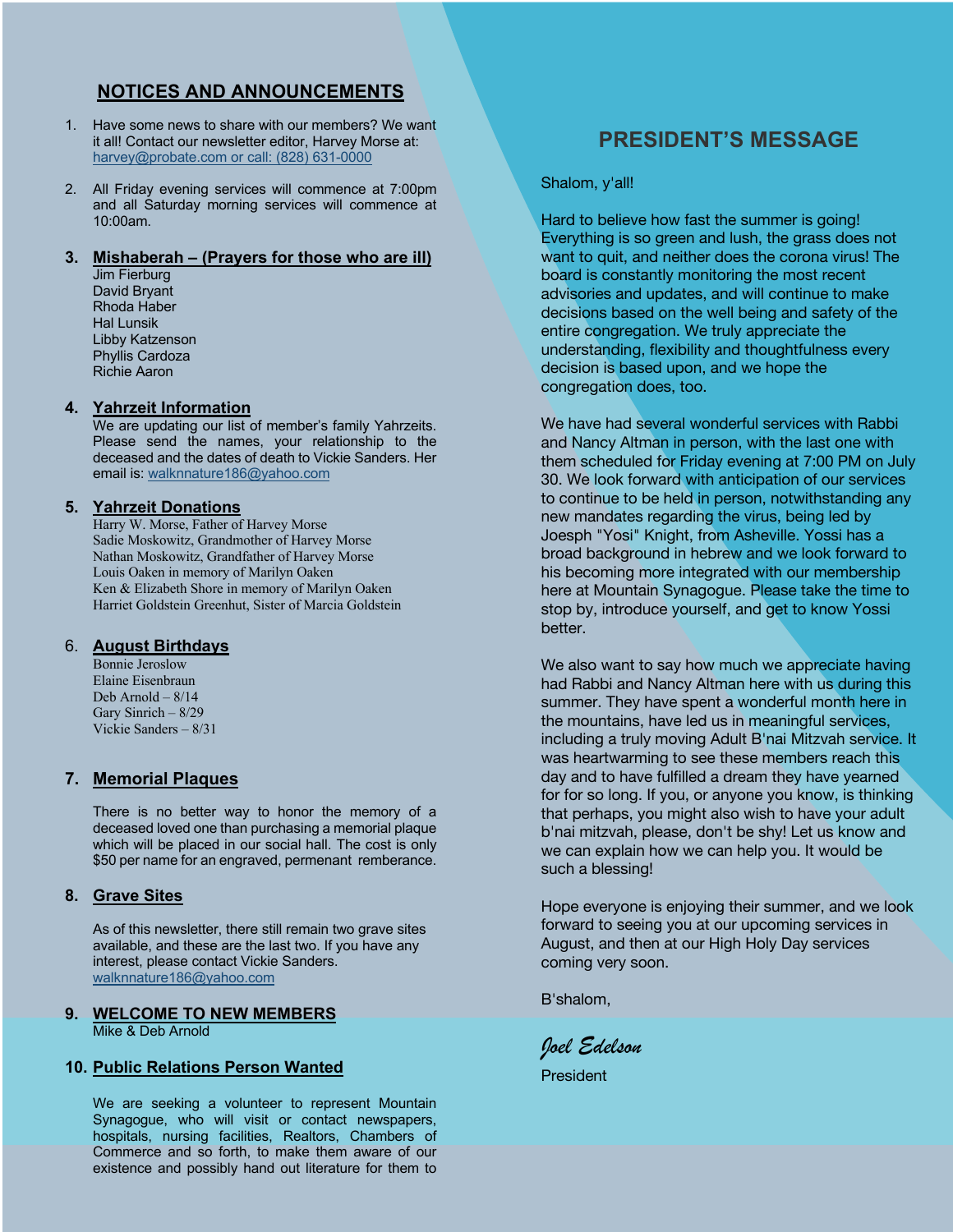## NOTICES AND ANNOUNCEMENTS

1. Have some news to share with our members? We want it all! Contact our newsletter editor, Harvey Morse at: harvey@probate.com or call: (828) 631-0000

2. All Friday evening services will commence at 7:00pm and all Saturday morning services will commence at 10:00am.

3. **Mishaberah – (Prayers for those who are ill)**
   Jim Fierburg
   David Bryant
   Rhoda Haber
   Hal Lunsik
   Libby Katzenson
   Phyllis Cardoza
   Richie Aaron

4. **Yahrzeit Information**
   We are updating our list of member's family Yahrzeits. Please send the names, your relationship to the deceased and the dates of death to Vickie Sanders. Her email is: walknnature186@yahoo.com

5. **Yahrzeit Donations**
   Harry W. Morse, Father of Harvey Morse
   Sadie Moskowitz, Grandmother of Harvey Morse
   Nathan Moskowitz, Grandfather of Harvey Morse
   Louis Oaken in memory of Marilyn Oaken
   Ken & Elizabeth Shore in memory of Marilyn Oaken
   Harriet Goldstein Greenhut, Sister of Marcia Goldstein

6. **August Birthdays**
   Bonnie Jeroslow
   Elaine Eisenbraun
   Deb Arnold – 8/14
   Gary Sinrich – 8/29
   Vickie Sanders – 8/31

7. **Memorial Plaques**

   There is no better way to honor the memory of a deceased loved one than purchasing a memorial plaque which will be placed in our social hall. The cost is only $50 per name for an engraved, permenant remberance.

8. **Grave Sites**

   As of this newsletter, there still remain two grave sites available, and these are the last two. If you have any interest, please contact Vickie Sanders. walknnature186@yahoo.com

9. **WELCOME TO NEW MEMBERS**
   Mike & Deb Arnold

10. **Public Relations Person Wanted**

    We are seeking a volunteer to represent Mountain Synagogue, who will visit or contact newspapers, hospitals, nursing facilities, Realtors, Chambers of Commerce and so forth, to make them aware of our existence and possibly hand out literature for them to

## PRESIDENT'S MESSAGE

Shalom, y'all!

Hard to believe how fast the summer is going! Everything is so green and lush, the grass does not want to quit, and neither does the corona virus! The board is constantly monitoring the most recent advisories and updates, and will continue to make decisions based on the well being and safety of the entire congregation. We truly appreciate the understanding, flexibility and thoughtfulness every decision is based upon, and we hope the congregation does, too.

We have had several wonderful services with Rabbi and Nancy Altman in person, with the last one with them scheduled for Friday evening at 7:00 PM on July 30. We look forward with anticipation of our services to continue to be held in person, notwithstanding any new mandates regarding the virus, being led by Joesph "Yosi" Knight, from Asheville. Yossi has a broad background in hebrew and we look forward to his becoming more integrated with our membership here at Mountain Synagogue. Please take the time to stop by, introduce yourself, and get to know Yossi better.

We also want to say how much we appreciate having had Rabbi and Nancy Altman here with us during this summer. They have spent a wonderful month here in the mountains, have led us in meaningful services, including a truly moving Adult B'nai Mitzvah service. It was heartwarming to see these members reach this day and to have fulfilled a dream they have yearned for for so long. If you, or anyone you know, is thinking that perhaps, you might also wish to have your adult b'nai mitzvah, please, don't be shy! Let us know and we can explain how we can help you. It would be such a blessing!

Hope everyone is enjoying their summer, and we look forward to seeing you at our upcoming services in August, and then at our High Holy Day services coming very soon.

B'shalom,

*Joel Edelson*

President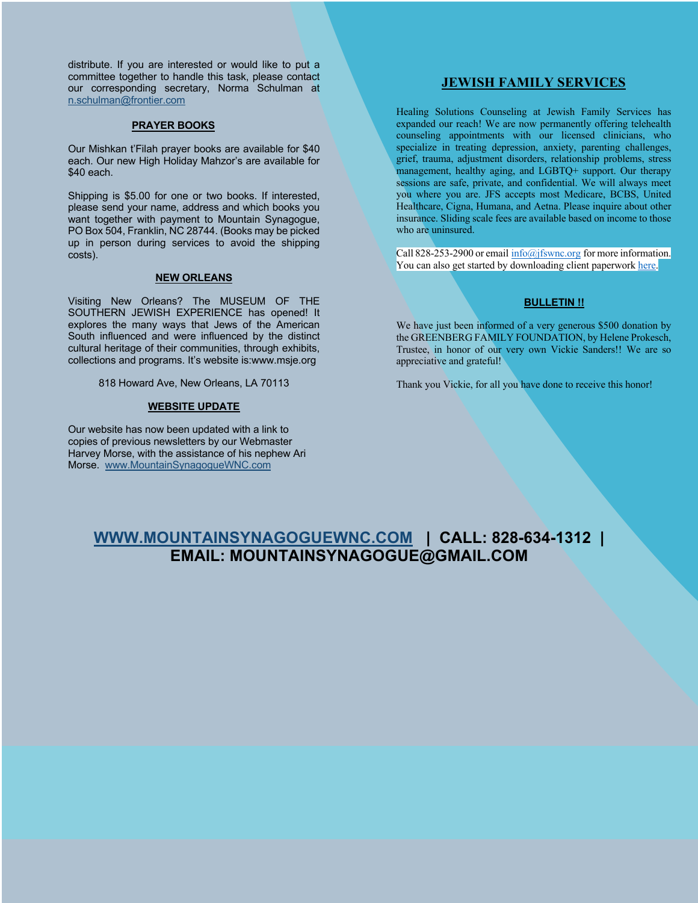distribute. If you are interested or would like to put a committee together to handle this task, please contact our corresponding secretary, Norma Schulman at n.schulman@frontier.com

## PRAYER BOOKS

Our Mishkan t'Filah prayer books are available for $40 each. Our new High Holiday Mahzor's are available for $40 each.

Shipping is $5.00 for one or two books. If interested, please send your name, address and which books you want together with payment to Mountain Synagogue, PO Box 504, Franklin, NC 28744. (Books may be picked up in person during services to avoid the shipping costs).

## NEW ORLEANS

Visiting New Orleans? The MUSEUM OF THE SOUTHERN JEWISH EXPERIENCE has opened! It explores the many ways that Jews of the American South influenced and were influenced by the distinct cultural heritage of their communities, through exhibits, collections and programs. It's website is:www.msje.org

818 Howard Ave, New Orleans, LA 70113

## WEBSITE UPDATE

Our website has now been updated with a link to copies of previous newsletters by our Webmaster Harvey Morse, with the assistance of his nephew Ari Morse. www.MountainSynagogueWNC.com

## JEWISH FAMILY SERVICES

Healing Solutions Counseling at Jewish Family Services has expanded our reach! We are now permanently offering telehealth counseling appointments with our licensed clinicians, who specialize in treating depression, anxiety, parenting challenges, grief, trauma, adjustment disorders, relationship problems, stress management, healthy aging, and LGBTQ+ support. Our therapy sessions are safe, private, and confidential. We will always meet you where you are. JFS accepts most Medicare, BCBS, United Healthcare, Cigna, Humana, and Aetna. Please inquire about other insurance. Sliding scale fees are available based on income to those who are uninsured.

Call 828-253-2900 or email info@jfswnc.org for more information. You can also get started by downloading client paperwork here.

## BULLETIN !!

We have just been informed of a very generous $500 donation by the GREENBERG FAMILY FOUNDATION, by Helene Prokesch, Trustee, in honor of our very own Vickie Sanders!! We are so appreciative and grateful!

Thank you Vickie, for all you have done to receive this honor!

**WWW.MOUNTAINSYNAGOGUEWNC.COM | CALL: 828-634-1312 | EMAIL: MOUNTAINSYNAGOGUE@GMAIL.COM**